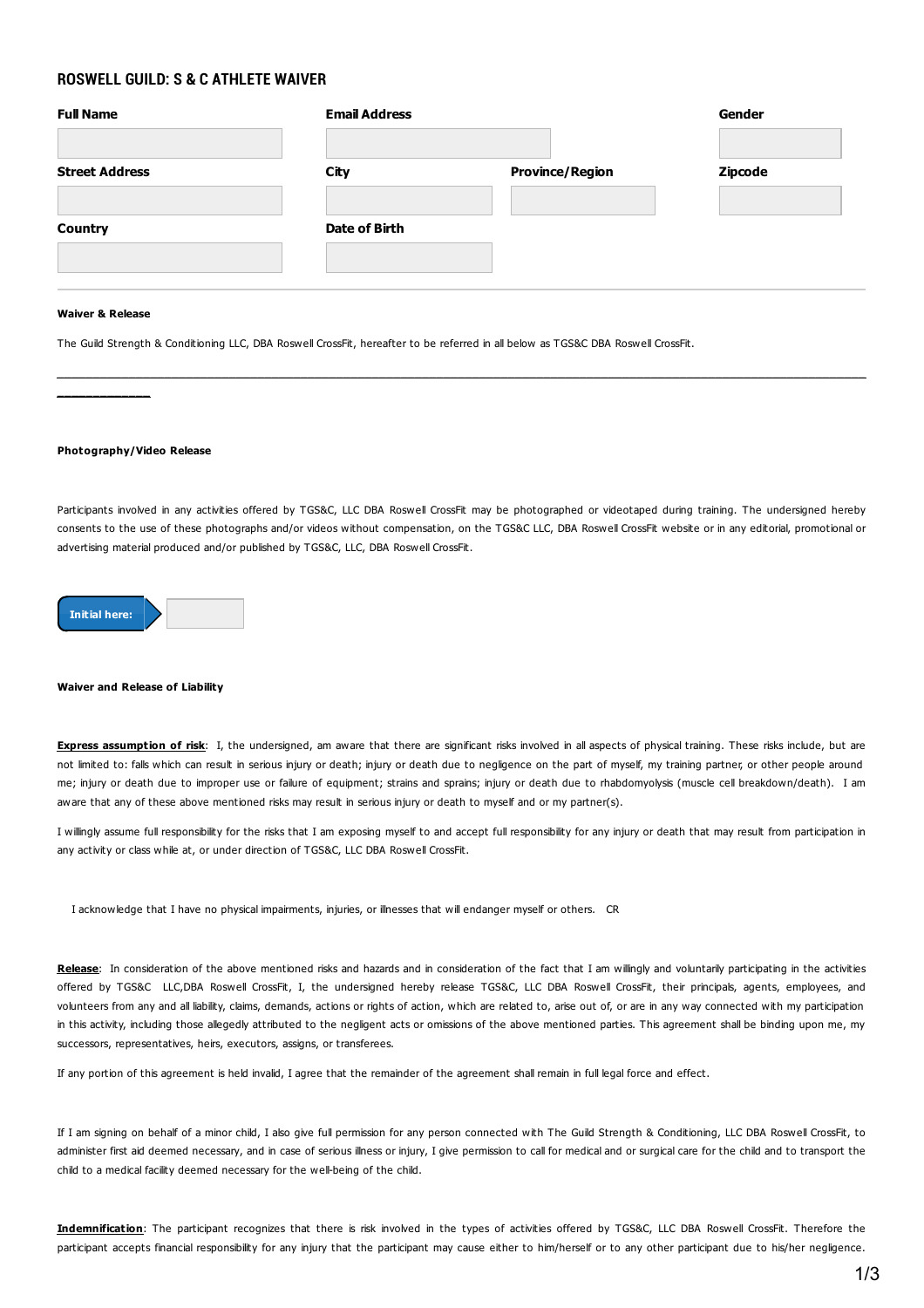## ROSWELL GUILD: S & C ATHLETE WAIVER

| Full Name | Email Address | | Gender |
|---|---|---|---|
| | | | |
| **Street Address** | **City** | **Province/Region** | **Zipcode** |
| | | | |
| **Country** | **Date of Birth** | | |
| | | | |

---

**Waiver & Release**

The Guild Strength & Conditioning LLC, DBA Roswell CrossFit, hereafter to be referred in all below as TGS&C DBA Roswell CrossFit.

---

**Photography/Video Release**

Participants involved in any activities offered by TGS&C, LLC DBA Roswell CrossFit may be photographed or videotaped during training. The undersigned hereby consents to the use of these photographs and/or videos without compensation, on the TGS&C LLC, DBA Roswell CrossFit website or in any editorial, promotional or advertising material produced and/or published by TGS&C, LLC, DBA Roswell CrossFit.

Initial here: ____________

**Waiver and Release of Liability**

**Express assumption of risk**: I, the undersigned, am aware that there are significant risks involved in all aspects of physical training. These risks include, but are not limited to: falls which can result in serious injury or death; injury or death due to negligence on the part of myself, my training partner, or other people around me; injury or death due to improper use or failure of equipment; strains and sprains; injury or death due to rhabdomyolysis (muscle cell breakdown/death). I am aware that any of these above mentioned risks may result in serious injury or death to myself and or my partner(s).

I willingly assume full responsibility for the risks that I am exposing myself to and accept full responsibility for any injury or death that may result from participation in any activity or class while at, or under direction of TGS&C, LLC DBA Roswell CrossFit.

I acknowledge that I have no physical impairments, injuries, or illnesses that will endanger myself or others. CR

**Release**: In consideration of the above mentioned risks and hazards and in consideration of the fact that I am willingly and voluntarily participating in the activities offered by TGS&C LLC,DBA Roswell CrossFit, I, the undersigned hereby release TGS&C, LLC DBA Roswell CrossFit, their principals, agents, employees, and volunteers from any and all liability, claims, demands, actions or rights of action, which are related to, arise out of, or are in any way connected with my participation in this activity, including those allegedly attributed to the negligent acts or omissions of the above mentioned parties. This agreement shall be binding upon me, my successors, representatives, heirs, executors, assigns, or transferees.

If any portion of this agreement is held invalid, I agree that the remainder of the agreement shall remain in full legal force and effect.

If I am signing on behalf of a minor child, I also give full permission for any person connected with The Guild Strength & Conditioning, LLC DBA Roswell CrossFit, to administer first aid deemed necessary, and in case of serious illness or injury, I give permission to call for medical and or surgical care for the child and to transport the child to a medical facility deemed necessary for the well-being of the child.

**Indemnification**: The participant recognizes that there is risk involved in the types of activities offered by TGS&C, LLC DBA Roswell CrossFit. Therefore the participant accepts financial responsibility for any injury that the participant may cause either to him/herself or to any other participant due to his/her negligence.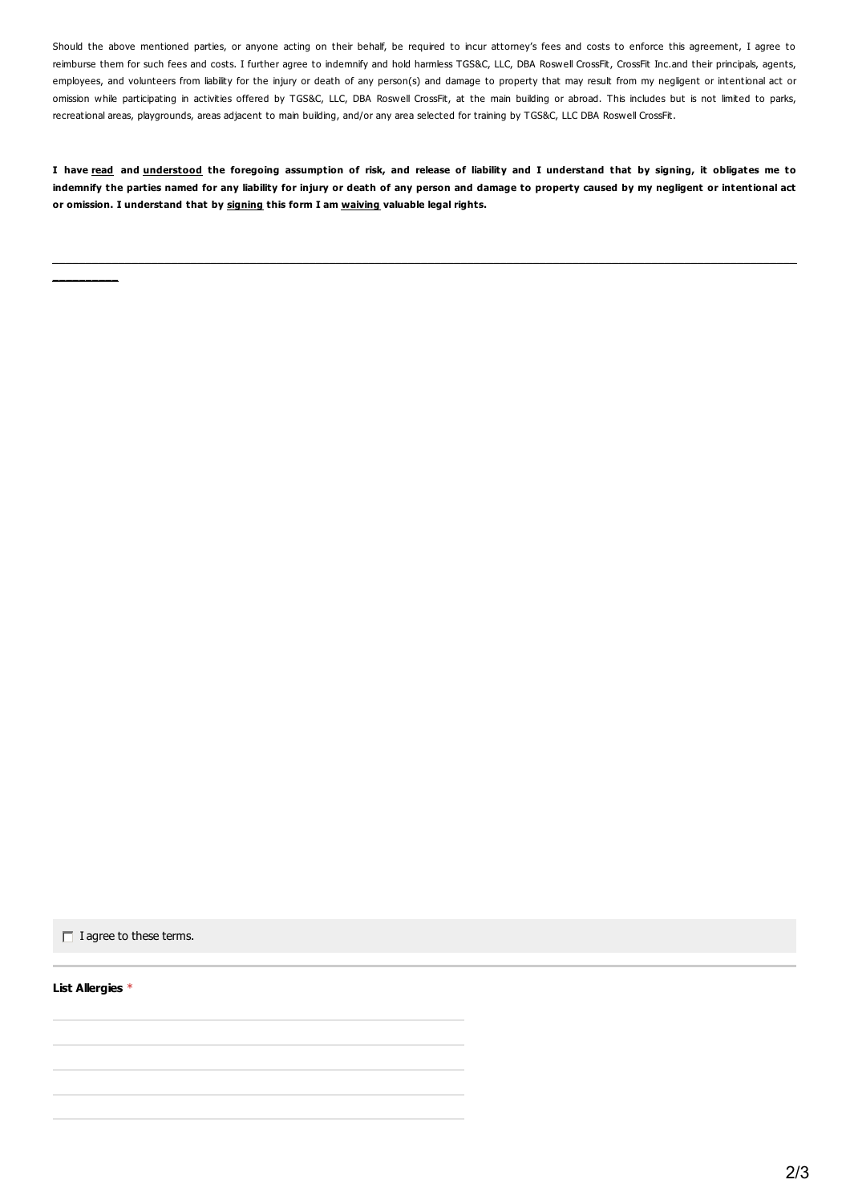Should the above mentioned parties, or anyone acting on their behalf, be required to incur attorney's fees and costs to enforce this agreement, I agree to reimburse them for such fees and costs. I further agree to indemnify and hold harmless TGS&C, LLC, DBA Roswell CrossFit, CrossFit Inc.and their principals, agents, employees, and volunteers from liability for the injury or death of any person(s) and damage to property that may result from my negligent or intentional act or omission while participating in activities offered by TGS&C, LLC, DBA Roswell CrossFit, at the main building or abroad. This includes but is not limited to parks, recreational areas, playgrounds, areas adjacent to main building, and/or any area selected for training by TGS&C, LLC DBA Roswell CrossFit.

**I have <u>read</u> and <u>understood</u> the foregoing assumption of risk, and release of liability and I understand that by signing, it obligates me to indemnify the parties named for any liability for injury or death of any person and damage to property caused by my negligent or intentional act or omission. I understand that by <u>signing</u> this form I am <u>waiving</u> valuable legal rights.**

---

☐ I agree to these terms.

---

**List Allergies** *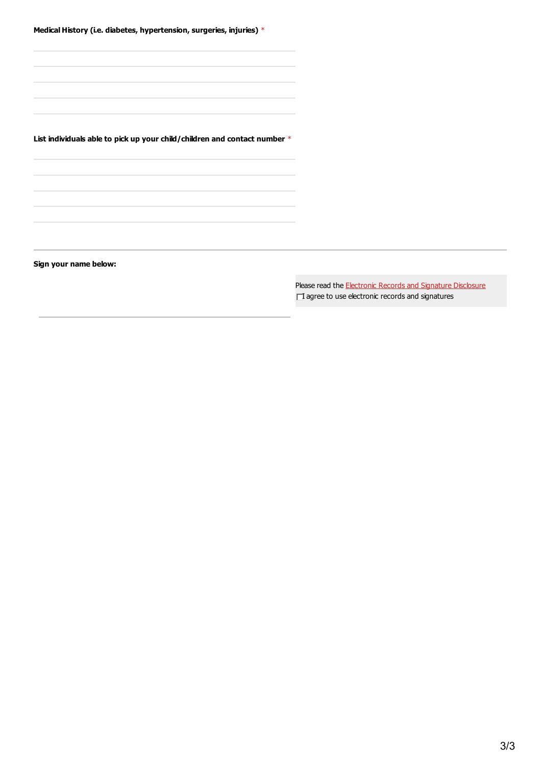**Medical History (i.e. diabetes, hypertension, surgeries, injuries)** *

**List individuals able to pick up your child/children and contact number** *

---

**Sign your name below:**

Please read the Electronic Records and Signature Disclosure

☐ I agree to use electronic records and signatures